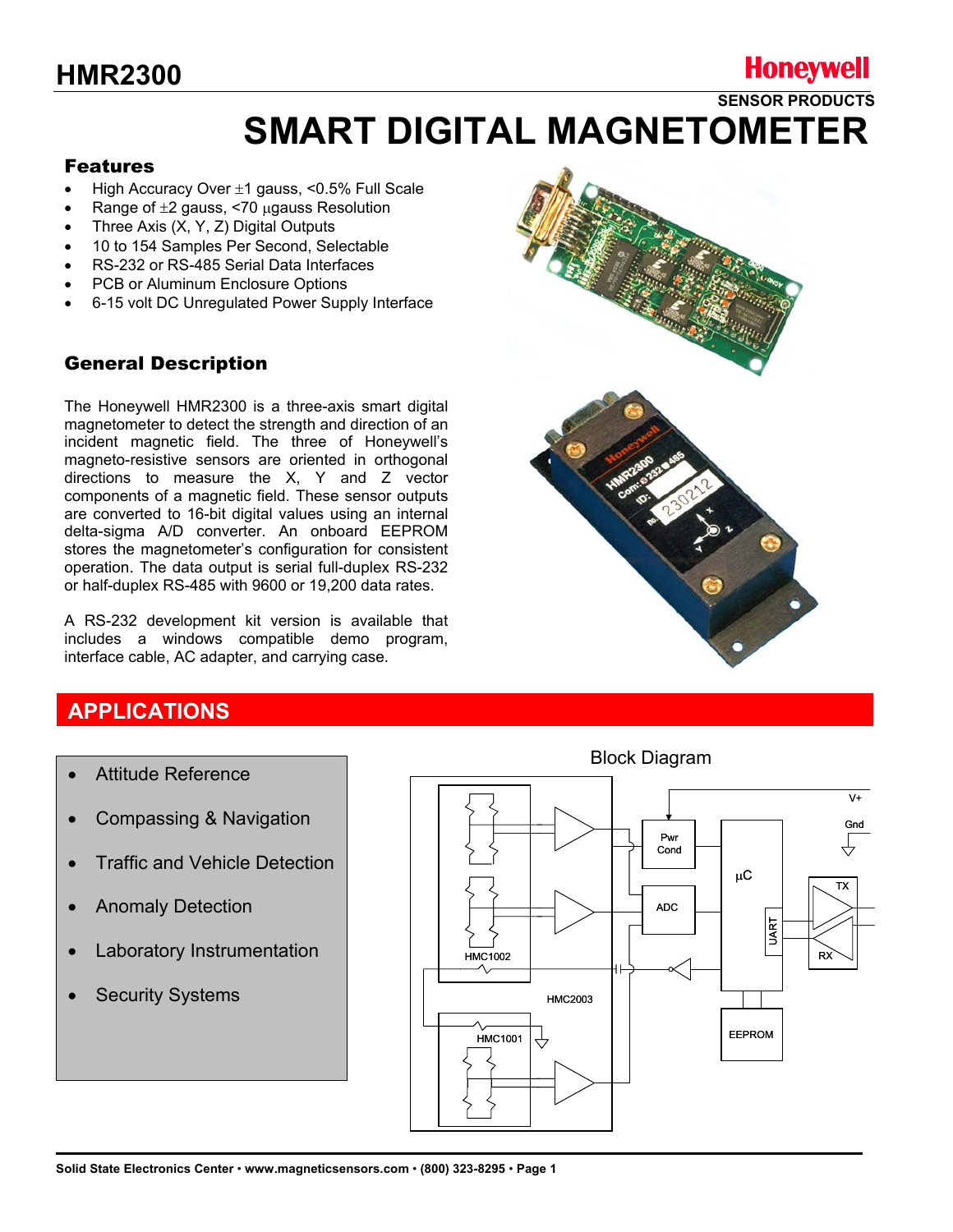# HMR2300

Honeywell

SENSOR PRODUCTS

# SMART DIGITAL MAGNETOMETER

## Features

- High Accuracy Over ±1 gauss, <0.5% Full Scale
- Range of ±2 gauss, <70 μgauss Resolution
- Three Axis (X, Y, Z) Digital Outputs
- 10 to 154 Samples Per Second, Selectable
- RS-232 or RS-485 Serial Data Interfaces
- PCB or Aluminum Enclosure Options
- 6-15 volt DC Unregulated Power Supply Interface

## General Description

The Honeywell HMR2300 is a three-axis smart digital magnetometer to detect the strength and direction of an incident magnetic field. The three of Honeywell's magneto-resistive sensors are oriented in orthogonal directions to measure the X, Y and Z vector components of a magnetic field. These sensor outputs are converted to 16-bit digital values using an internal delta-sigma A/D converter. An onboard EEPROM stores the magnetometer's configuration for consistent operation. The data output is serial full-duplex RS-232 or half-duplex RS-485 with 9600 or 19,200 data rates.

A RS-232 development kit version is available that includes a windows compatible demo program, interface cable, AC adapter, and carrying case.

## APPLICATIONS

- Attitude Reference
- Compassing & Navigation
- Traffic and Vehicle Detection
- Anomaly Detection
- Laboratory Instrumentation
- Security Systems

Block Diagram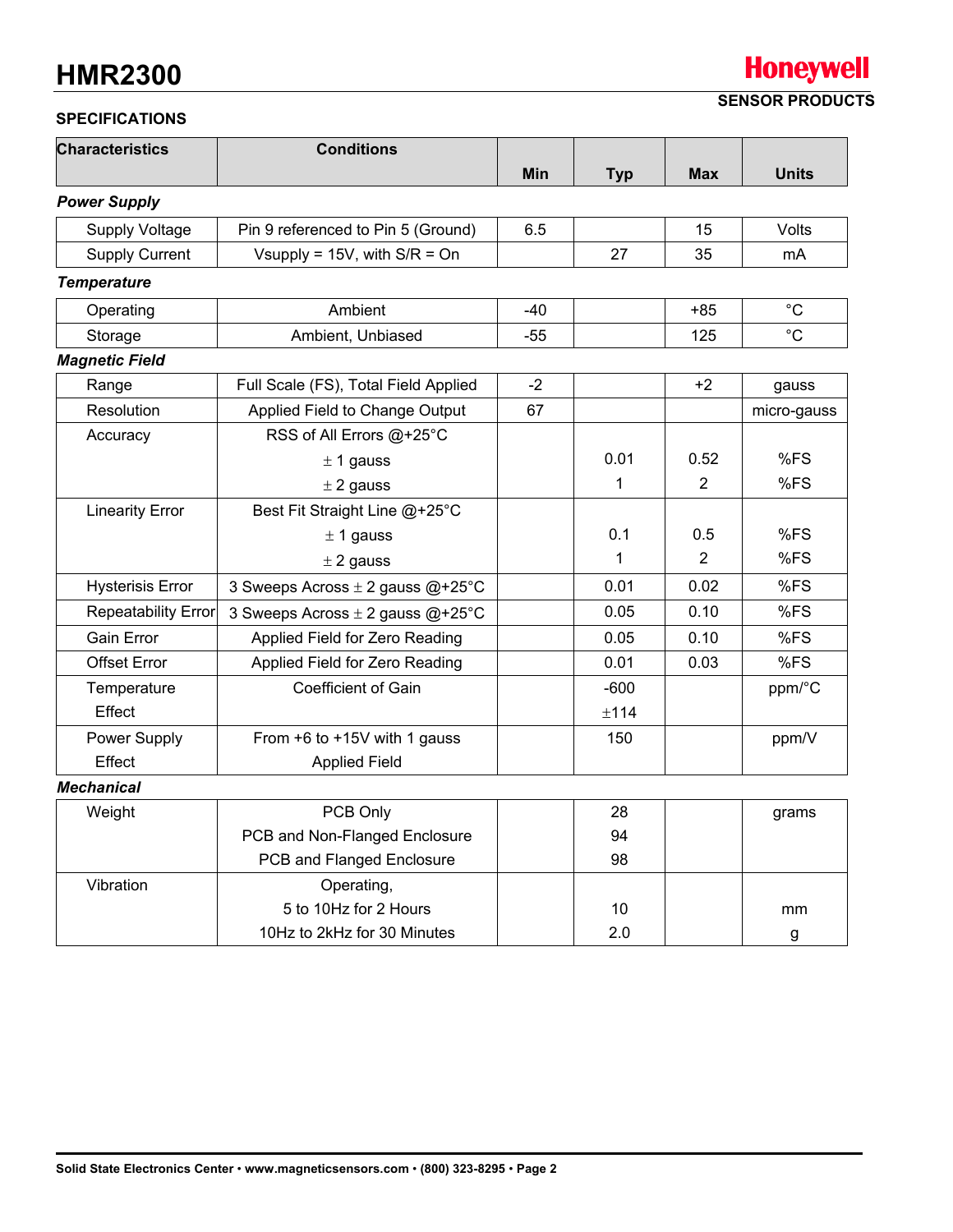# HMR2300

**Honeywell**
**SENSOR PRODUCTS**

## SPECIFICATIONS

| Characteristics | Conditions | Min | Typ | Max | Units |
|---|---|---|---|---|---|
| ***Power Supply*** | | | | | |
| Supply Voltage | Pin 9 referenced to Pin 5 (Ground) | 6.5 | | 15 | Volts |
| Supply Current | Vsupply = 15V, with S/R = On | | 27 | 35 | mA |
| ***Temperature*** | | | | | |
| Operating | Ambient | -40 | | +85 | °C |
| Storage | Ambient, Unbiased | -55 | | 125 | °C |
| ***Magnetic Field*** | | | | | |
| Range | Full Scale (FS), Total Field Applied | -2 | | +2 | gauss |
| Resolution | Applied Field to Change Output | 67 | | | micro-gauss |
| Accuracy | RSS of All Errors @+25°C<br>± 1 gauss<br>± 2 gauss | | <br>0.01<br>1 | <br>0.52<br>2 | <br>%FS<br>%FS |
| Linearity Error | Best Fit Straight Line @+25°C<br>± 1 gauss<br>± 2 gauss | | <br>0.1<br>1 | <br>0.5<br>2 | <br>%FS<br>%FS |
| Hysterisis Error | 3 Sweeps Across ± 2 gauss @+25°C | | 0.01 | 0.02 | %FS |
| Repeatability Error | 3 Sweeps Across ± 2 gauss @+25°C | | 0.05 | 0.10 | %FS |
| Gain Error | Applied Field for Zero Reading | | 0.05 | 0.10 | %FS |
| Offset Error | Applied Field for Zero Reading | | 0.01 | 0.03 | %FS |
| Temperature Effect | Coefficient of Gain | | -600<br>±114 | | ppm/°C |
| Power Supply Effect | From +6 to +15V with 1 gauss Applied Field | | 150 | | ppm/V |
| ***Mechanical*** | | | | | |
| Weight | PCB Only<br>PCB and Non-Flanged Enclosure<br>PCB and Flanged Enclosure | | 28<br>94<br>98 | | grams |
| Vibration | Operating,<br>5 to 10Hz for 2 Hours<br>10Hz to 2kHz for 30 Minutes | | <br>10<br>2.0 | | <br>mm<br>g |

**Solid State Electronics Center • www.magneticsensors.com • (800) 323-8295**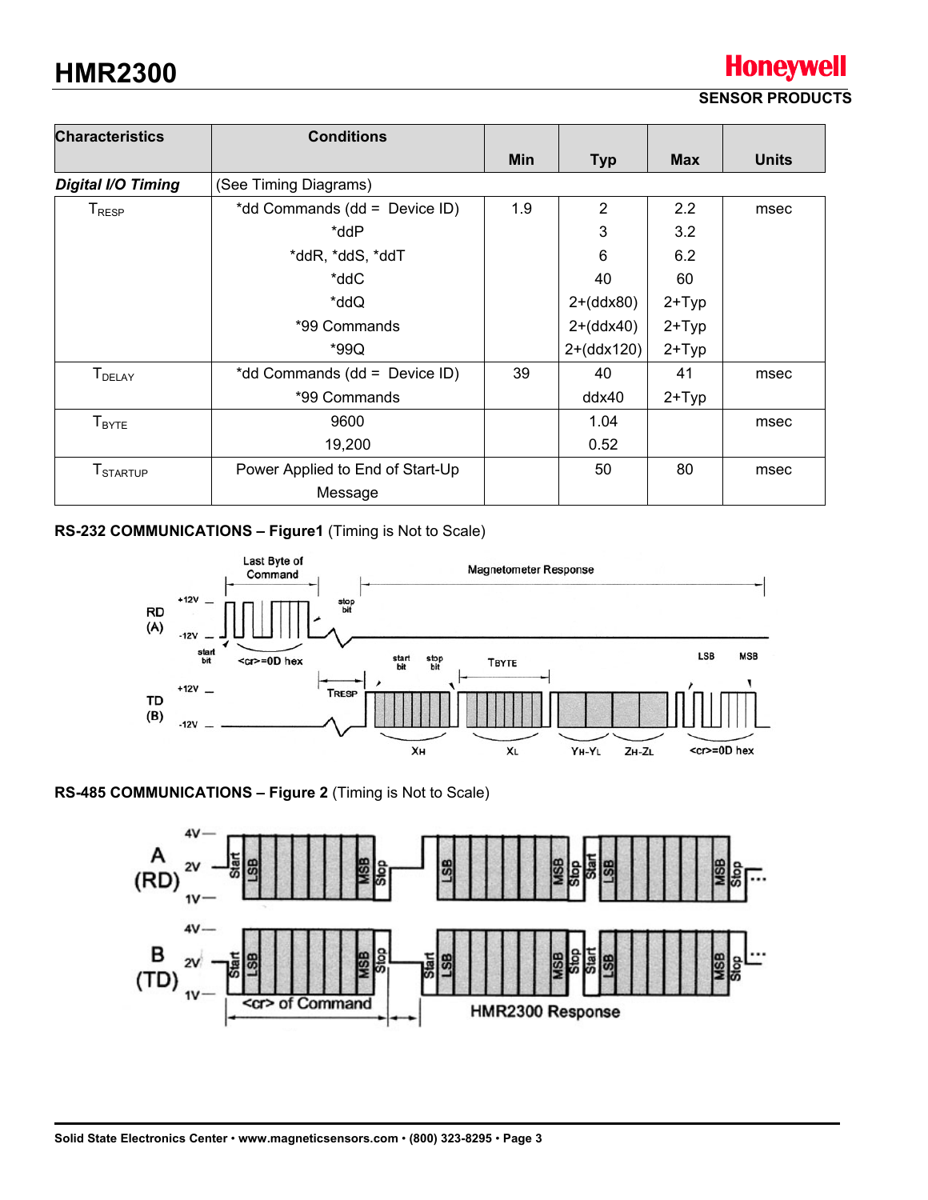| Characteristics | Conditions | Min | Typ | Max | Units |
|---|---|---|---|---|---|
| ***Digital I/O Timing*** | (See Timing Diagrams) | | | | |
| $T_{RESP}$ | *dd Commands (dd = Device ID) | 1.9 | 2 | 2.2 | msec |
| | *ddP | | 3 | 3.2 | |
| | *ddR, *ddS, *ddT | | 6 | 6.2 | |
| | *ddC | | 40 | 60 | |
| | *ddQ | | 2+(ddx80) | 2+Typ | |
| | *99 Commands | | 2+(ddx40) | 2+Typ | |
| | *99Q | | 2+(ddx120) | 2+Typ | |
| $T_{DELAY}$ | *dd Commands (dd = Device ID) | 39 | 40 | 41 | msec |
| | *99 Commands | | ddx40 | 2+Typ | |
| $T_{BYTE}$ | 9600 | | 1.04 | | msec |
| | 19,200 | | 0.52 | | |
| $T_{STARTUP}$ | Power Applied to End of Start-Up Message | | 50 | 80 | msec |

**RS-232 COMMUNICATIONS – Figure1** (Timing is Not to Scale)

**RS-485 COMMUNICATIONS – Figure 2** (Timing is Not to Scale)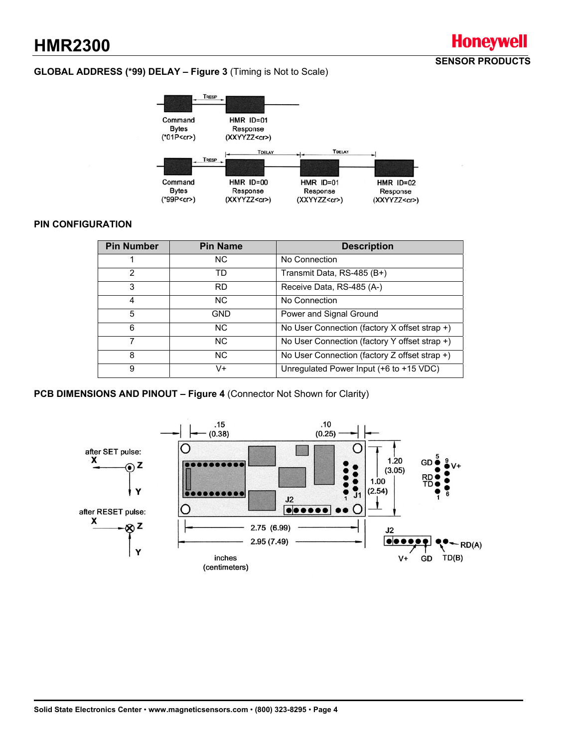**GLOBAL ADDRESS (*99) DELAY – Figure 3** (Timing is Not to Scale)

## PIN CONFIGURATION

| Pin Number | Pin Name | Description |
|---|---|---|
| 1 | NC | No Connection |
| 2 | TD | Transmit Data, RS-485 (B+) |
| 3 | RD | Receive Data, RS-485 (A-) |
| 4 | NC | No Connection |
| 5 | GND | Power and Signal Ground |
| 6 | NC | No User Connection (factory X offset strap +) |
| 7 | NC | No User Connection (factory Y offset strap +) |
| 8 | NC | No User Connection (factory Z offset strap +) |
| 9 | V+ | Unregulated Power Input (+6 to +15 VDC) |

**PCB DIMENSIONS AND PINOUT – Figure 4** (Connector Not Shown for Clarity)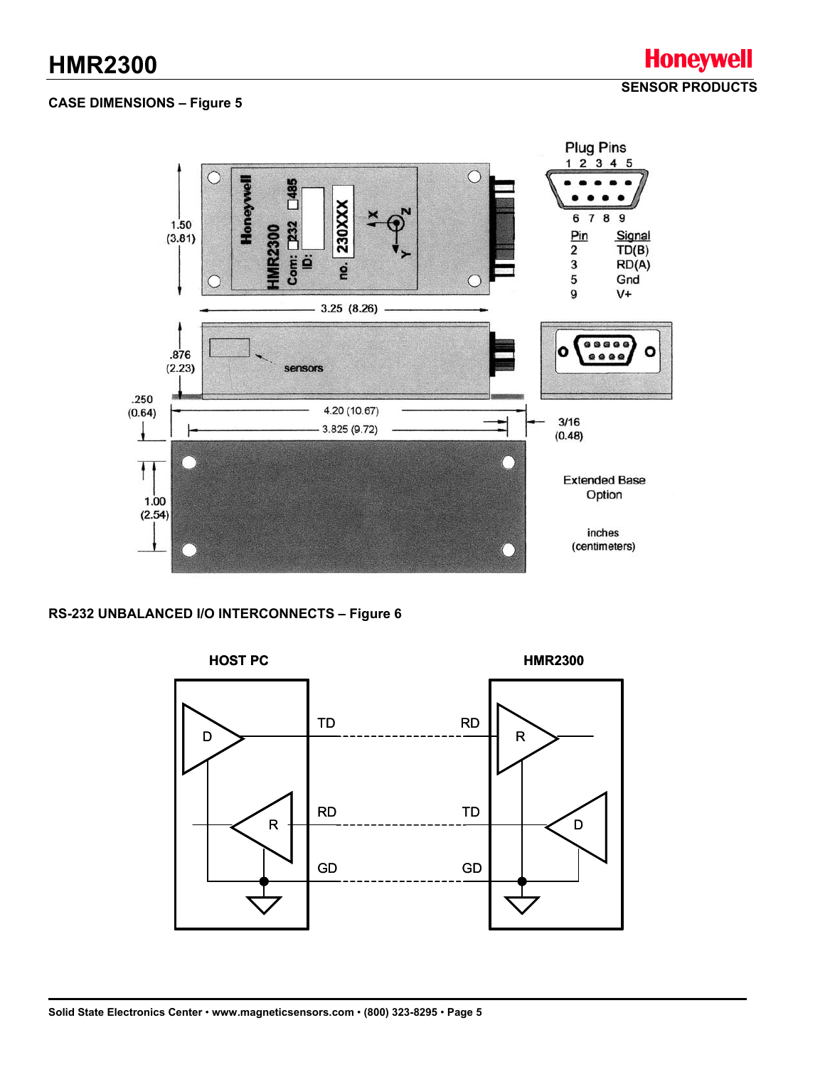## CASE DIMENSIONS – Figure 5

Plug Pins

| Pin | Signal |
|---|---|
| 2 | TD(B) |
| 3 | RD(A) |
| 5 | Gnd |
| 9 | V+ |

Extended Base Option

inches (centimeters)

## RS-232 UNBALANCED I/O INTERCONNECTS – Figure 6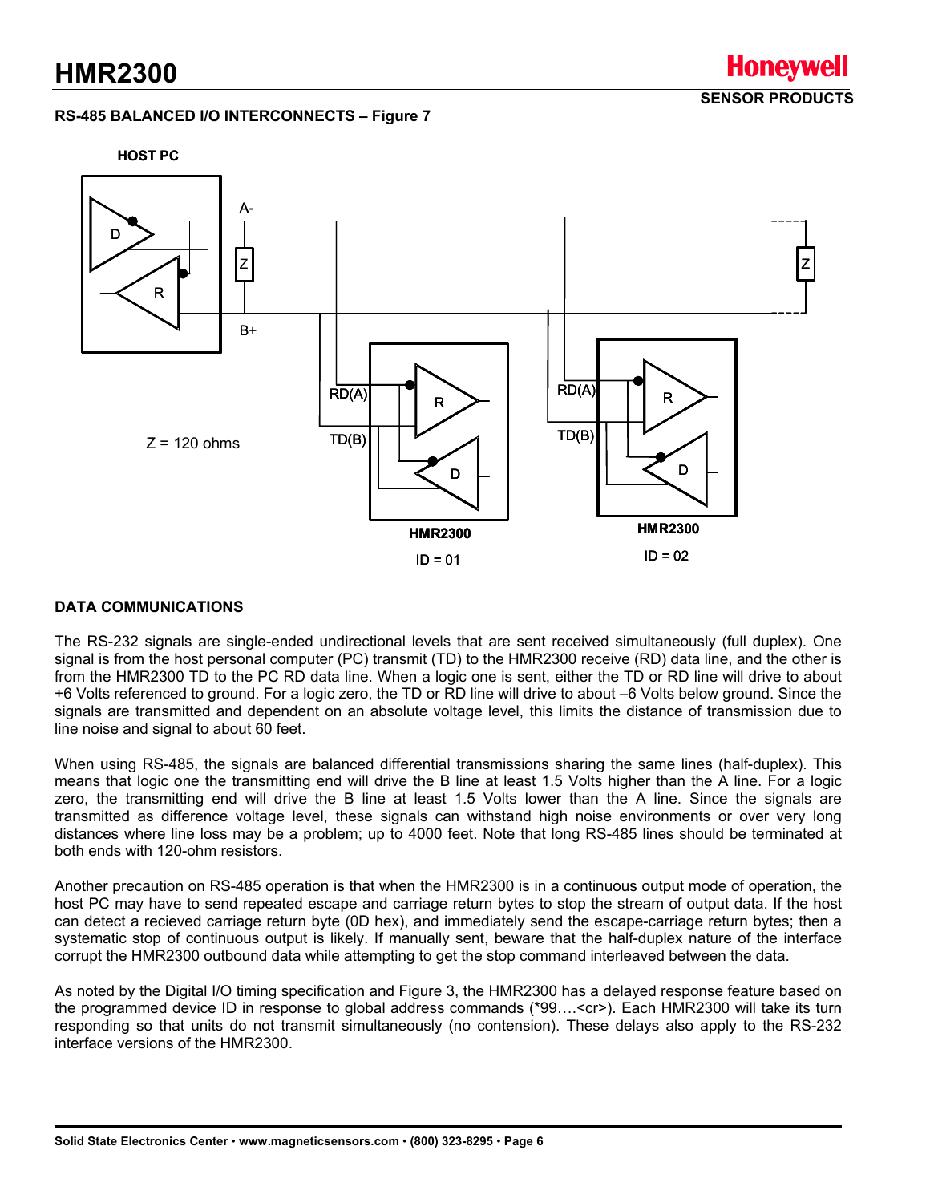### RS-485 BALANCED I/O INTERCONNECTS – Figure 7

HOST PC

A-

B+

Z

Z

Z = 120 ohms

RD(A)

TD(B)

HMR2300

ID = 01

RD(A)

TD(B)

HMR2300

ID = 02

### DATA COMMUNICATIONS

The RS-232 signals are single-ended undirectional levels that are sent received simultaneously (full duplex). One signal is from the host personal computer (PC) transmit (TD) to the HMR2300 receive (RD) data line, and the other is from the HMR2300 TD to the PC RD data line. When a logic one is sent, either the TD or RD line will drive to about +6 Volts referenced to ground. For a logic zero, the TD or RD line will drive to about –6 Volts below ground. Since the signals are transmitted and dependent on an absolute voltage level, this limits the distance of transmission due to line noise and signal to about 60 feet.

When using RS-485, the signals are balanced differential transmissions sharing the same lines (half-duplex). This means that logic one the transmitting end will drive the B line at least 1.5 Volts higher than the A line. For a logic zero, the transmitting end will drive the B line at least 1.5 Volts lower than the A line. Since the signals are transmitted as difference voltage level, these signals can withstand high noise environments or over very long distances where line loss may be a problem; up to 4000 feet. Note that long RS-485 lines should be terminated at both ends with 120-ohm resistors.

Another precaution on RS-485 operation is that when the HMR2300 is in a continuous output mode of operation, the host PC may have to send repeated escape and carriage return bytes to stop the stream of output data. If the host can detect a recieved carriage return byte (0D hex), and immediately send the escape-carriage return bytes; then a systematic stop of continuous output is likely. If manually sent, beware that the half-duplex nature of the interface corrupt the HMR2300 outbound data while attempting to get the stop command interleaved between the data.

As noted by the Digital I/O timing specification and Figure 3, the HMR2300 has a delayed response feature based on the programmed device ID in response to global address commands (*99….<cr>). Each HMR2300 will take its turn responding so that units do not transmit simultaneously (no contention). These delays also apply to the RS-232 interface versions of the HMR2300.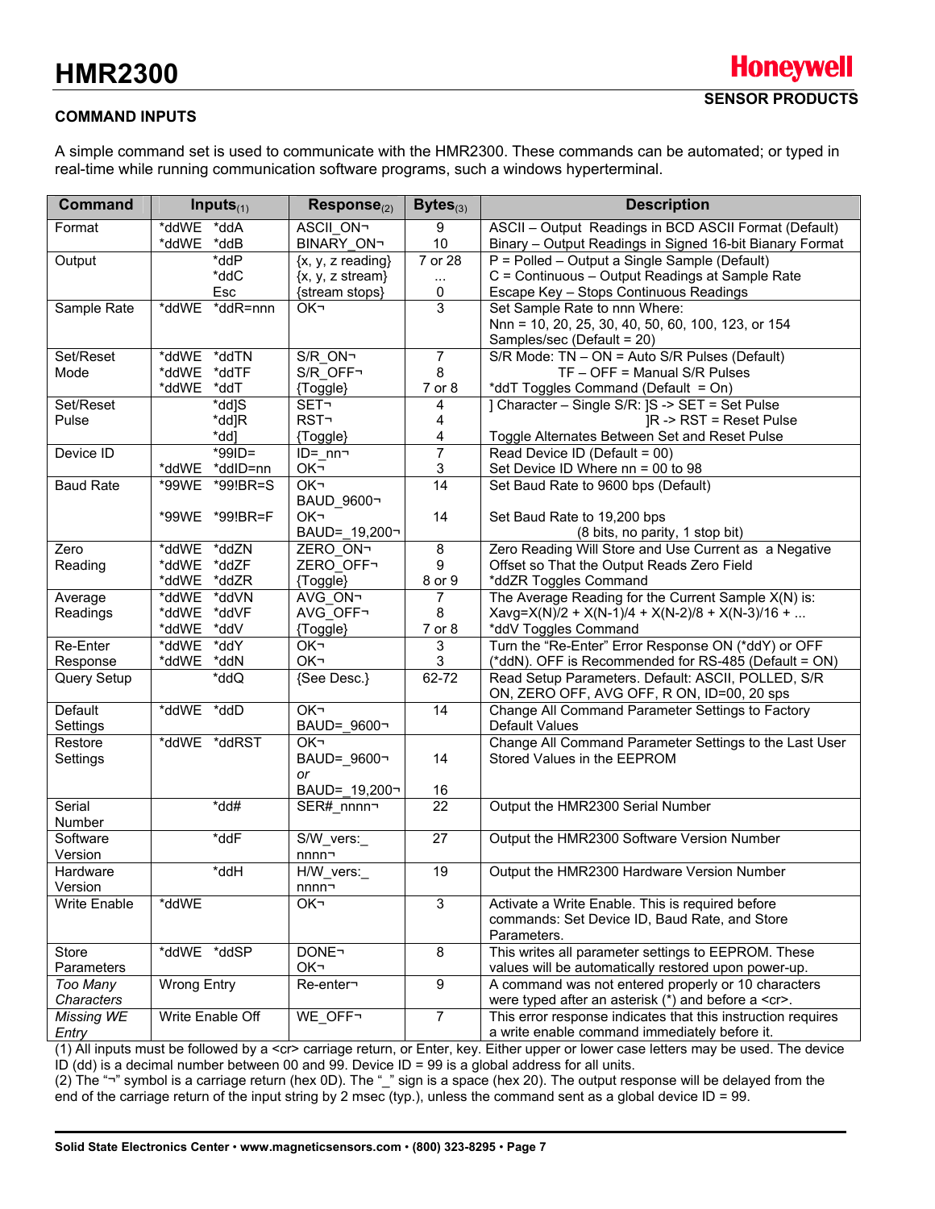## COMMAND INPUTS

A simple command set is used to communicate with the HMR2300. These commands can be automated; or typed in real-time while running communication software programs, such a windows hyperterminal.

| Command | Inputs(1) | Response(2) | Bytes(3) | Description |
|---|---|---|---|---|
| Format | *ddWE *ddA<br>*ddWE *ddB | ASCII_ON¬<br>BINARY_ON¬ | 9<br>10 | ASCII – Output Readings in BCD ASCII Format (Default)<br>Binary – Output Readings in Signed 16-bit Bianary Format |
| Output | *ddP<br>*ddC<br>Esc | {x, y, z reading}<br>{x, y, z stream}<br>{stream stops} | 7 or 28<br>...<br>0 | P = Polled – Output a Single Sample (Default)<br>C = Continuous – Output Readings at Sample Rate<br>Escape Key – Stops Continuous Readings |
| Sample Rate | *ddWE *ddR=nnn | OK¬ | 3 | Set Sample Rate to nnn Where:<br>Nnn = 10, 20, 25, 30, 40, 50, 60, 100, 123, or 154 Samples/sec (Default = 20) |
| Set/Reset Mode | *ddWE *ddTN<br>*ddWE *ddTF<br>*ddWE *ddT | S/R_ON¬<br>S/R_OFF¬<br>{Toggle} | 7<br>8<br>7 or 8 | S/R Mode: TN – ON = Auto S/R Pulses (Default)<br>TF – OFF = Manual S/R Pulses<br>*ddT Toggles Command (Default = On) |
| Set/Reset Pulse | *dd]S<br>*dd]R<br>*dd] | SET¬<br>RST¬<br>{Toggle} | 4<br>4<br>4 | ] Character – Single S/R: ]S -> SET = Set Pulse<br>]R -> RST = Reset Pulse<br>Toggle Alternates Between Set and Reset Pulse |
| Device ID | *99ID=<br>*ddWE *ddID=nn | ID=_nn¬<br>OK¬ | 7<br>3 | Read Device ID (Default = 00)<br>Set Device ID Where nn = 00 to 98 |
| Baud Rate | *99WE *99!BR=S<br><br>*99WE *99!BR=F | OK¬<br>BAUD_9600¬<br>OK¬<br>BAUD=_19,200¬ | 14<br><br>14 | Set Baud Rate to 9600 bps (Default)<br><br>Set Baud Rate to 19,200 bps<br>(8 bits, no parity, 1 stop bit) |
| Zero Reading | *ddWE *ddZN<br>*ddWE *ddZF<br>*ddWE *ddZR | ZERO_ON¬<br>ZERO_OFF¬<br>{Toggle} | 8<br>9<br>8 or 9 | Zero Reading Will Store and Use Current as a Negative Offset so That the Output Reads Zero Field<br>*ddZR Toggles Command |
| Average Readings | *ddWE *ddVN<br>*ddWE *ddVF<br>*ddWE *ddV | AVG_ON¬<br>AVG_OFF¬<br>{Toggle} | 7<br>8<br>7 or 8 | The Average Reading for the Current Sample X(N) is:<br>Xavg=X(N)/2 + X(N-1)/4 + X(N-2)/8 + X(N-3)/16 + ...<br>*ddV Toggles Command |
| Re-Enter Response | *ddWE *ddY<br>*ddWE *ddN | OK¬<br>OK¬ | 3<br>3 | Turn the "Re-Enter" Error Response ON (*ddY) or OFF (*ddN). OFF is Recommended for RS-485 (Default = ON) |
| Query Setup | *ddQ | {See Desc.} | 62-72 | Read Setup Parameters. Default: ASCII, POLLED, S/R ON, ZERO OFF, AVG OFF, R ON, ID=00, 20 sps |
| Default Settings | *ddWE *ddD | OK¬<br>BAUD=_9600¬ | 14 | Change All Command Parameter Settings to Factory Default Values |
| Restore Settings | *ddWE *ddRST | OK¬<br>BAUD=_9600¬<br>*or*<br>BAUD=_19,200¬ | 14<br><br>16 | Change All Command Parameter Settings to the Last User Stored Values in the EEPROM |
| Serial Number | *dd# | SER#_nnnn¬ | 22 | Output the HMR2300 Serial Number |
| Software Version | *ddF | S/W_vers:_ nnnn¬ | 27 | Output the HMR2300 Software Version Number |
| Hardware Version | *ddH | H/W_vers:_ nnnn¬ | 19 | Output the HMR2300 Hardware Version Number |
| Write Enable | *ddWE | OK¬ | 3 | Activate a Write Enable. This is required before commands: Set Device ID, Baud Rate, and Store Parameters. |
| Store Parameters | *ddWE *ddSP | DONE¬<br>OK¬ | 8 | This writes all parameter settings to EEPROM. These values will be automatically restored upon power-up. |
| *Too Many Characters* | Wrong Entry | Re-enter¬ | 9 | A command was not entered properly or 10 characters were typed after an asterisk (*) and before a <cr>. |
| *Missing WE Entry* | Write Enable Off | WE_OFF¬ | 7 | This error response indicates that this instruction requires a write enable command immediately before it. |

(1) All inputs must be followed by a <cr> carriage return, or Enter, key. Either upper or lower case letters may be used. The device ID (dd) is a decimal number between 00 and 99. Device ID = 99 is a global address for all units.
(2) The "¬" symbol is a carriage return (hex 0D). The "_" sign is a space (hex 20). The output response will be delayed from the end of the carriage return of the input string by 2 msec (typ.), unless the command sent as a global device ID = 99.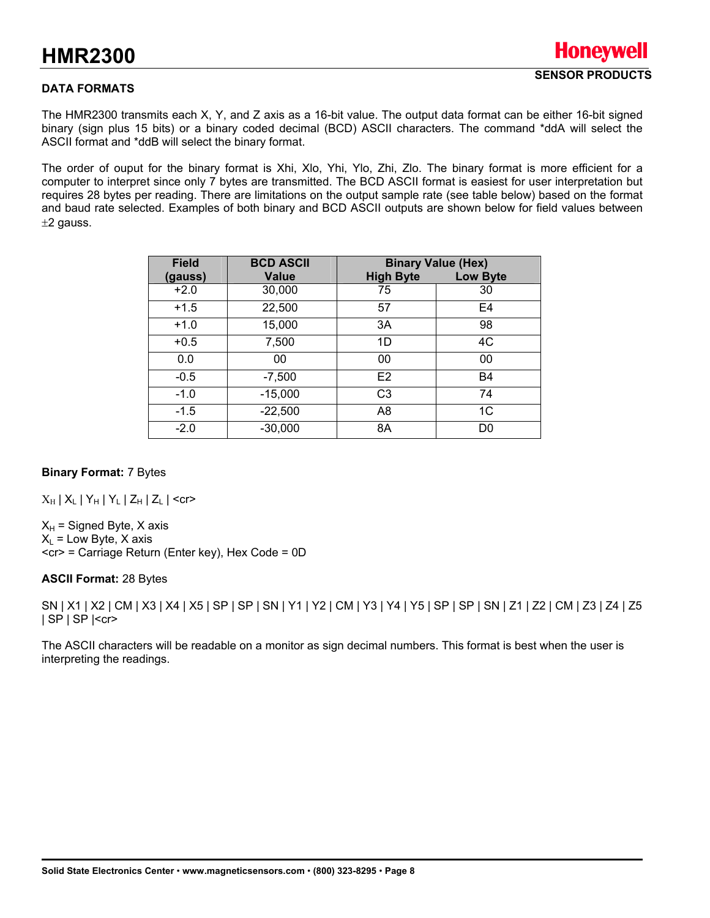### DATA FORMATS

The HMR2300 transmits each X, Y, and Z axis as a 16-bit value. The output data format can be either 16-bit signed binary (sign plus 15 bits) or a binary coded decimal (BCD) ASCII characters. The command *ddA will select the ASCII format and *ddB will select the binary format.

The order of ouput for the binary format is Xhi, Xlo, Yhi, Ylo, Zhi, Zlo. The binary format is more efficient for a computer to interpret since only 7 bytes are transmitted. The BCD ASCII format is easiest for user interpretation but requires 28 bytes per reading. There are limitations on the output sample rate (see table below) based on the format and baud rate selected. Examples of both binary and BCD ASCII outputs are shown below for field values between ±2 gauss.

| Field (gauss) | BCD ASCII Value | Binary Value (Hex) | |
|---|---|---|---|
| | | High Byte | Low Byte |
| +2.0 | 30,000 | 75 | 30 |
| +1.5 | 22,500 | 57 | E4 |
| +1.0 | 15,000 | 3A | 98 |
| +0.5 | 7,500 | 1D | 4C |
| 0.0 | 00 | 00 | 00 |
| -0.5 | -7,500 | E2 | B4 |
| -1.0 | -15,000 | C3 | 74 |
| -1.5 | -22,500 | A8 | 1C |
| -2.0 | -30,000 | 8A | D0 |

**Binary Format:** 7 Bytes

$X_H$ | $X_L$ | $Y_H$ | $Y_L$ | $Z_H$ | $Z_L$ | <cr>

$X_H$ = Signed Byte, X axis
$X_L$ = Low Byte, X axis
<cr> = Carriage Return (Enter key), Hex Code = 0D

**ASCII Format:** 28 Bytes

SN | X1 | X2 | CM | X3 | X4 | X5 | SP | SP | SN | Y1 | Y2 | CM | Y3 | Y4 | Y5 | SP | SP | SN | Z1 | Z2 | CM | Z3 | Z4 | Z5 | SP | SP |<cr>

The ASCII characters will be readable on a monitor as sign decimal numbers. This format is best when the user is interpreting the readings.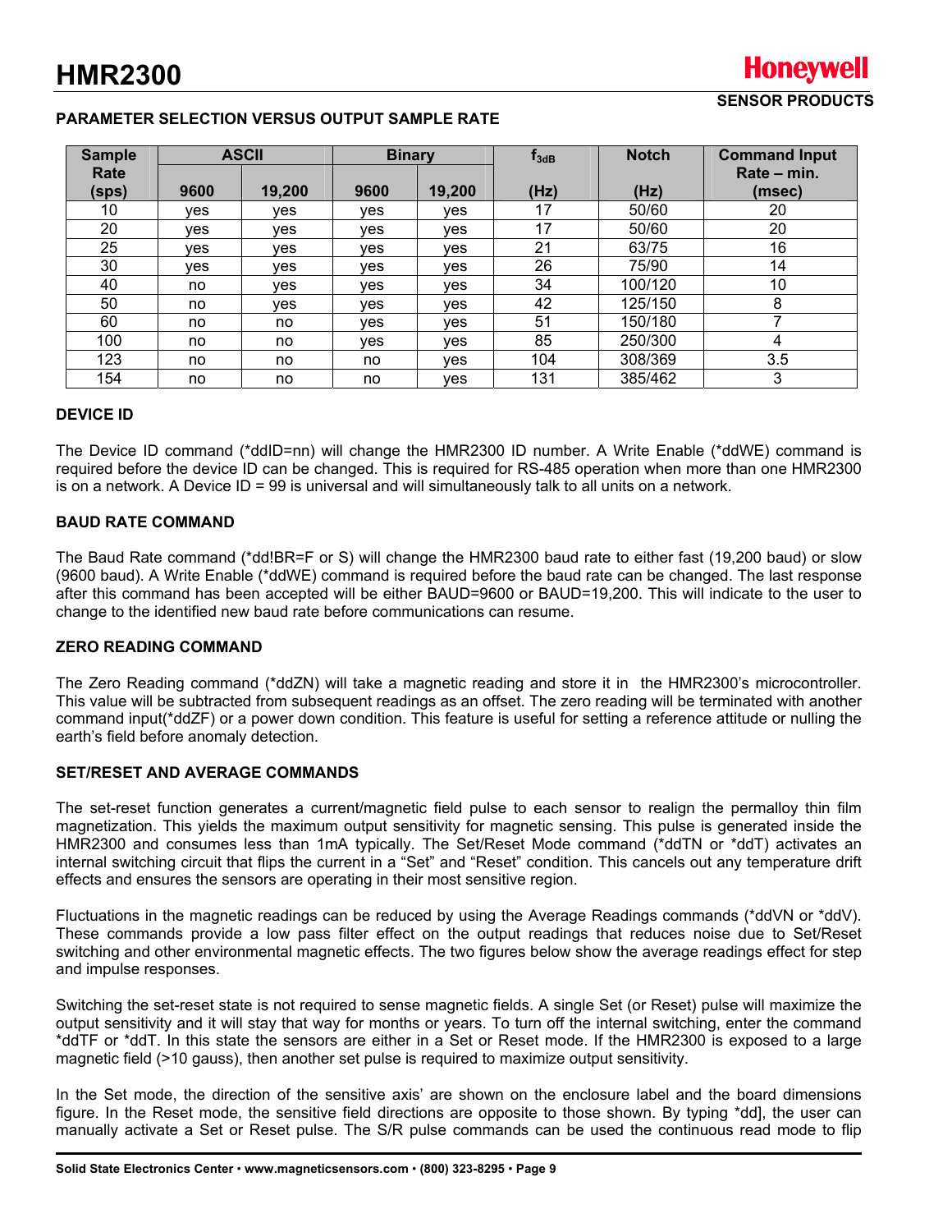## PARAMETER SELECTION VERSUS OUTPUT SAMPLE RATE

| Sample Rate (sps) | ASCII | | Binary | | $f_{3dB}$ (Hz) | Notch (Hz) | Command Input Rate – min. (msec) |
|---|---|---|---|---|---|---|---|
| | 9600 | 19,200 | 9600 | 19,200 | | | |
| 10 | yes | yes | yes | yes | 17 | 50/60 | 20 |
| 20 | yes | yes | yes | yes | 17 | 50/60 | 20 |
| 25 | yes | yes | yes | yes | 21 | 63/75 | 16 |
| 30 | yes | yes | yes | yes | 26 | 75/90 | 14 |
| 40 | no | yes | yes | yes | 34 | 100/120 | 10 |
| 50 | no | yes | yes | yes | 42 | 125/150 | 8 |
| 60 | no | no | yes | yes | 51 | 150/180 | 7 |
| 100 | no | no | yes | yes | 85 | 250/300 | 4 |
| 123 | no | no | no | yes | 104 | 308/369 | 3.5 |
| 154 | no | no | no | yes | 131 | 385/462 | 3 |

### DEVICE ID

The Device ID command (*ddID=nn) will change the HMR2300 ID number. A Write Enable (*ddWE) command is required before the device ID can be changed. This is required for RS-485 operation when more than one HMR2300 is on a network. A Device ID = 99 is universal and will simultaneously talk to all units on a network.

### BAUD RATE COMMAND

The Baud Rate command (*dd!BR=F or S) will change the HMR2300 baud rate to either fast (19,200 baud) or slow (9600 baud). A Write Enable (*ddWE) command is required before the baud rate can be changed. The last response after this command has been accepted will be either BAUD=9600 or BAUD=19,200. This will indicate to the user to change to the identified new baud rate before communications can resume.

### ZERO READING COMMAND

The Zero Reading command (*ddZN) will take a magnetic reading and store it in the HMR2300's microcontroller. This value will be subtracted from subsequent readings as an offset. The zero reading will be terminated with another command input(*ddZF) or a power down condition. This feature is useful for setting a reference attitude or nulling the earth's field before anomaly detection.

### SET/RESET AND AVERAGE COMMANDS

The set-reset function generates a current/magnetic field pulse to each sensor to realign the permalloy thin film magnetization. This yields the maximum output sensitivity for magnetic sensing. This pulse is generated inside the HMR2300 and consumes less than 1mA typically. The Set/Reset Mode command (*ddTN or *ddT) activates an internal switching circuit that flips the current in a "Set" and "Reset" condition. This cancels out any temperature drift effects and ensures the sensors are operating in their most sensitive region.

Fluctuations in the magnetic readings can be reduced by using the Average Readings commands (*ddVN or *ddV). These commands provide a low pass filter effect on the output readings that reduces noise due to Set/Reset switching and other environmental magnetic effects. The two figures below show the average readings effect for step and impulse responses.

Switching the set-reset state is not required to sense magnetic fields. A single Set (or Reset) pulse will maximize the output sensitivity and it will stay that way for months or years. To turn off the internal switching, enter the command *ddTF or *ddT. In this state the sensors are either in a Set or Reset mode. If the HMR2300 is exposed to a large magnetic field (>10 gauss), then another set pulse is required to maximize output sensitivity.

In the Set mode, the direction of the sensitive axis' are shown on the enclosure label and the board dimensions figure. In the Reset mode, the sensitive field directions are opposite to those shown. By typing *dd], the user can manually activate a Set or Reset pulse. The S/R pulse commands can be used the continuous read mode to flip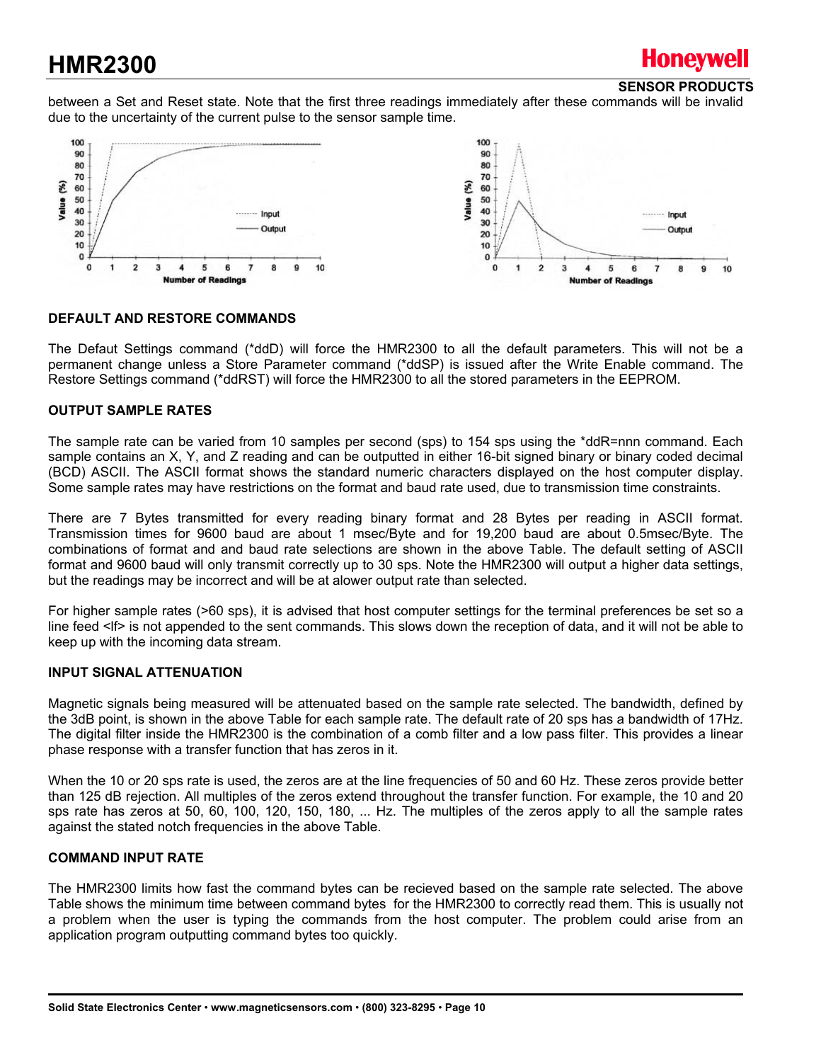between a Set and Reset state. Note that the first three readings immediately after these commands will be invalid due to the uncertainty of the current pulse to the sensor sample time.

## DEFAULT AND RESTORE COMMANDS

The Defaut Settings command (*ddD) will force the HMR2300 to all the default parameters. This will not be a permanent change unless a Store Parameter command (*ddSP) is issued after the Write Enable command. The Restore Settings command (*ddRST) will force the HMR2300 to all the stored parameters in the EEPROM.

## OUTPUT SAMPLE RATES

The sample rate can be varied from 10 samples per second (sps) to 154 sps using the *ddR=nnn command. Each sample contains an X, Y, and Z reading and can be outputted in either 16-bit signed binary or binary coded decimal (BCD) ASCII. The ASCII format shows the standard numeric characters displayed on the host computer display. Some sample rates may have restrictions on the format and baud rate used, due to transmission time constraints.

There are 7 Bytes transmitted for every reading binary format and 28 Bytes per reading in ASCII format. Transmission times for 9600 baud are about 1 msec/Byte and for 19,200 baud are about 0.5msec/Byte. The combinations of format and and baud rate selections are shown in the above Table. The default setting of ASCII format and 9600 baud will only transmit correctly up to 30 sps. Note the HMR2300 will output a higher data settings, but the readings may be incorrect and will be at alower output rate than selected.

For higher sample rates (>60 sps), it is advised that host computer settings for the terminal preferences be set so a line feed <lf> is not appended to the sent commands. This slows down the reception of data, and it will not be able to keep up with the incoming data stream.

## INPUT SIGNAL ATTENUATION

Magnetic signals being measured will be attenuated based on the sample rate selected. The bandwidth, defined by the 3dB point, is shown in the above Table for each sample rate. The default rate of 20 sps has a bandwidth of 17Hz. The digital filter inside the HMR2300 is the combination of a comb filter and a low pass filter. This provides a linear phase response with a transfer function that has zeros in it.

When the 10 or 20 sps rate is used, the zeros are at the line frequencies of 50 and 60 Hz. These zeros provide better than 125 dB rejection. All multiples of the zeros extend throughout the transfer function. For example, the 10 and 20 sps rate has zeros at 50, 60, 100, 120, 150, 180, ... Hz. The multiples of the zeros apply to all the sample rates against the stated notch frequencies in the above Table.

## COMMAND INPUT RATE

The HMR2300 limits how fast the command bytes can be recieved based on the sample rate selected. The above Table shows the minimum time between command bytes for the HMR2300 to correctly read them. This is usually not a problem when the user is typing the commands from the host computer. The problem could arise from an application program outputting command bytes too quickly.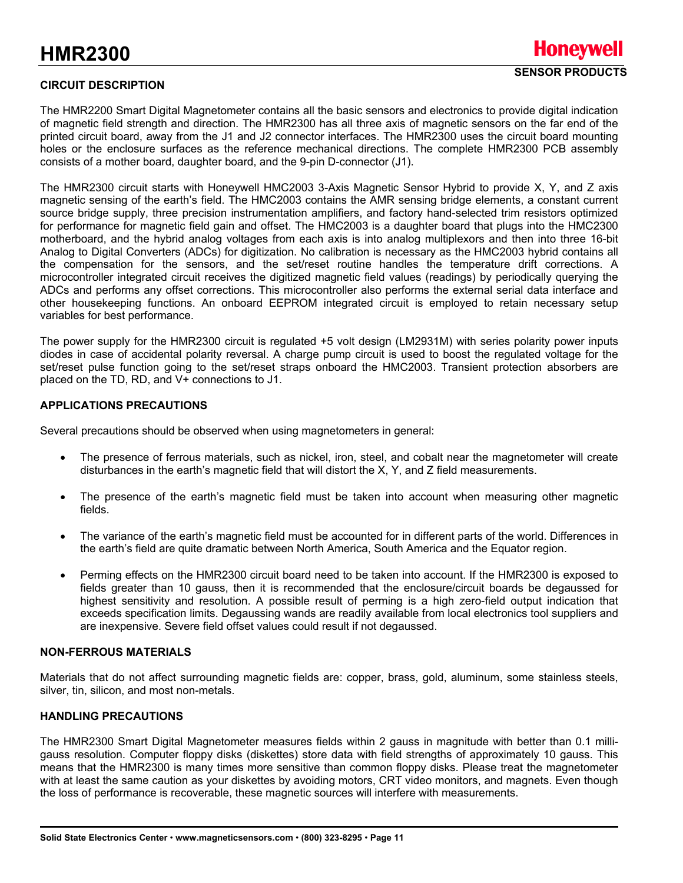## CIRCUIT DESCRIPTION

The HMR2200 Smart Digital Magnetometer contains all the basic sensors and electronics to provide digital indication of magnetic field strength and direction. The HMR2300 has all three axis of magnetic sensors on the far end of the printed circuit board, away from the J1 and J2 connector interfaces. The HMR2300 uses the circuit board mounting holes or the enclosure surfaces as the reference mechanical directions. The complete HMR2300 PCB assembly consists of a mother board, daughter board, and the 9-pin D-connector (J1).

The HMR2300 circuit starts with Honeywell HMC2003 3-Axis Magnetic Sensor Hybrid to provide X, Y, and Z axis magnetic sensing of the earth's field. The HMC2003 contains the AMR sensing bridge elements, a constant current source bridge supply, three precision instrumentation amplifiers, and factory hand-selected trim resistors optimized for performance for magnetic field gain and offset. The HMC2003 is a daughter board that plugs into the HMC2300 motherboard, and the hybrid analog voltages from each axis is into analog multiplexors and then into three 16-bit Analog to Digital Converters (ADCs) for digitization. No calibration is necessary as the HMC2003 hybrid contains all the compensation for the sensors, and the set/reset routine handles the temperature drift corrections. A microcontroller integrated circuit receives the digitized magnetic field values (readings) by periodically querying the ADCs and performs any offset corrections. This microcontroller also performs the external serial data interface and other housekeeping functions. An onboard EEPROM integrated circuit is employed to retain necessary setup variables for best performance.

The power supply for the HMR2300 circuit is regulated +5 volt design (LM2931M) with series polarity power inputs diodes in case of accidental polarity reversal. A charge pump circuit is used to boost the regulated voltage for the set/reset pulse function going to the set/reset straps onboard the HMC2003. Transient protection absorbers are placed on the TD, RD, and V+ connections to J1.

## APPLICATIONS PRECAUTIONS

Several precautions should be observed when using magnetometers in general:

- The presence of ferrous materials, such as nickel, iron, steel, and cobalt near the magnetometer will create disturbances in the earth's magnetic field that will distort the X, Y, and Z field measurements.
- The presence of the earth's magnetic field must be taken into account when measuring other magnetic fields.
- The variance of the earth's magnetic field must be accounted for in different parts of the world. Differences in the earth's field are quite dramatic between North America, South America and the Equator region.
- Perming effects on the HMR2300 circuit board need to be taken into account. If the HMR2300 is exposed to fields greater than 10 gauss, then it is recommended that the enclosure/circuit boards be degaussed for highest sensitivity and resolution. A possible result of perming is a high zero-field output indication that exceeds specification limits. Degaussing wands are readily available from local electronics tool suppliers and are inexpensive. Severe field offset values could result if not degaussed.

## NON-FERROUS MATERIALS

Materials that do not affect surrounding magnetic fields are: copper, brass, gold, aluminum, some stainless steels, silver, tin, silicon, and most non-metals.

## HANDLING PRECAUTIONS

The HMR2300 Smart Digital Magnetometer measures fields within 2 gauss in magnitude with better than 0.1 milli-gauss resolution. Computer floppy disks (diskettes) store data with field strengths of approximately 10 gauss. This means that the HMR2300 is many times more sensitive than common floppy disks. Please treat the magnetometer with at least the same caution as your diskettes by avoiding motors, CRT video monitors, and magnets. Even though the loss of performance is recoverable, these magnetic sources will interfere with measurements.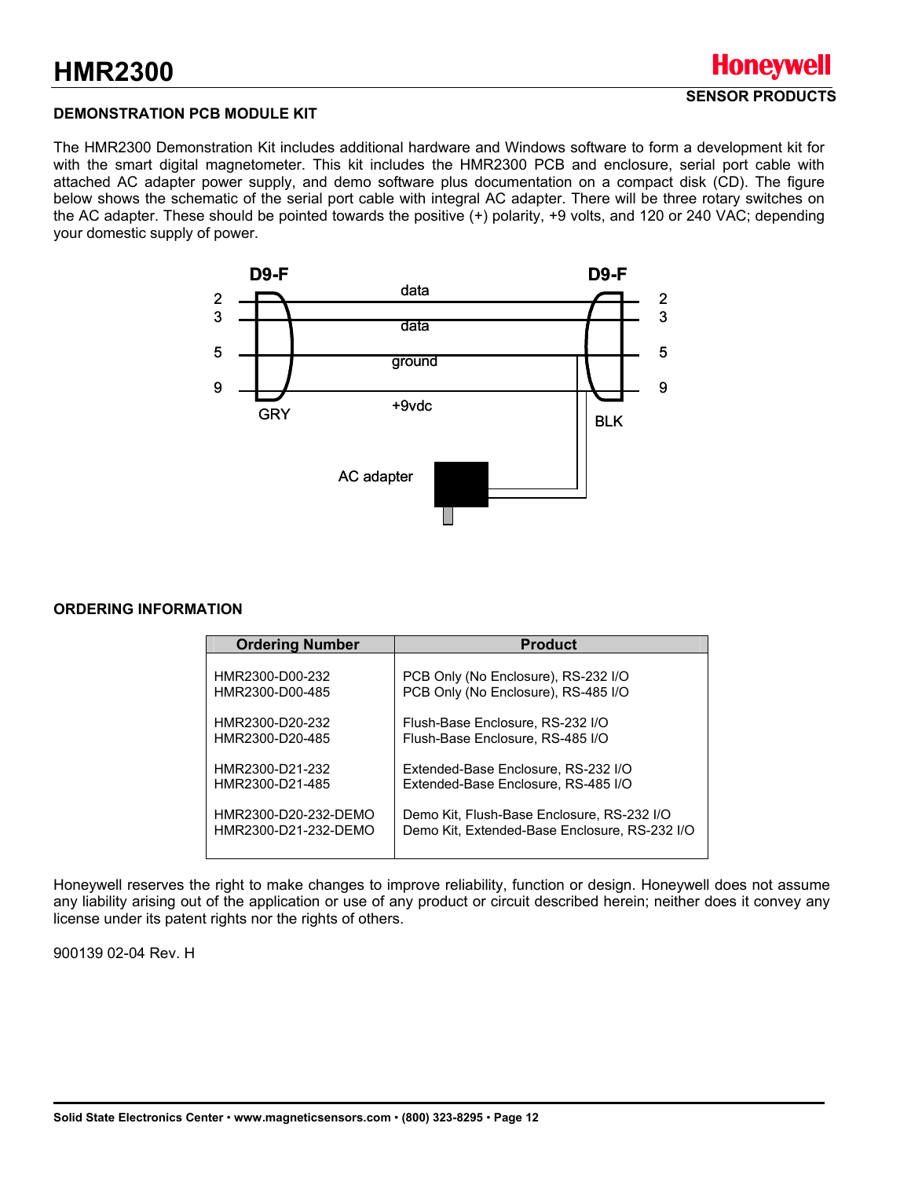## DEMONSTRATION PCB MODULE KIT

The HMR2300 Demonstration Kit includes additional hardware and Windows software to form a development kit for with the smart digital magnetometer. This kit includes the HMR2300 PCB and enclosure, serial port cable with attached AC adapter power supply, and demo software plus documentation on a compact disk (CD). The figure below shows the schematic of the serial port cable with integral AC adapter. There will be three rotary switches on the AC adapter. These should be pointed towards the positive (+) polarity, +9 volts, and 120 or 240 VAC; depending your domestic supply of power.

D9-F
D9-F
2
3
5
9
data
data
ground
+9vdc
2
3
5
9
GRY
BLK
AC adapter

## ORDERING INFORMATION

| Ordering Number | Product |
|---|---|
| HMR2300-D00-232 | PCB Only (No Enclosure), RS-232 I/O |
| HMR2300-D00-485 | PCB Only (No Enclosure), RS-485 I/O |
| HMR2300-D20-232 | Flush-Base Enclosure, RS-232 I/O |
| HMR2300-D20-485 | Flush-Base Enclosure, RS-485 I/O |
| HMR2300-D21-232 | Extended-Base Enclosure, RS-232 I/O |
| HMR2300-D21-485 | Extended-Base Enclosure, RS-485 I/O |
| HMR2300-D20-232-DEMO | Demo Kit, Flush-Base Enclosure, RS-232 I/O |
| HMR2300-D21-232-DEMO | Demo Kit, Extended-Base Enclosure, RS-232 I/O |

Honeywell reserves the right to make changes to improve reliability, function or design. Honeywell does not assume any liability arising out of the application or use of any product or circuit described herein; neither does it convey any license under its patent rights nor the rights of others.

900139 02-04 Rev. H